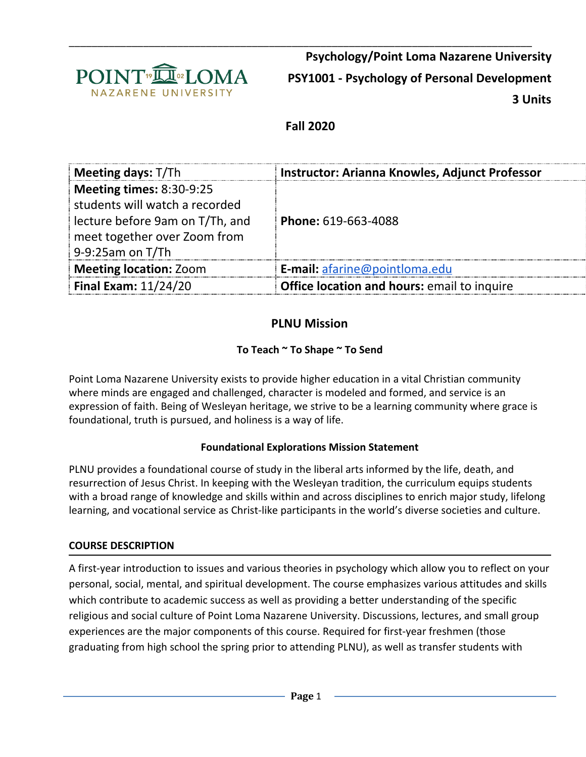**Psychology/Point Loma Nazarene University**

**PSY1001 - Psychology of Personal Development**

**3 Units**

**Fall 2020**

| **Meeting days:** T/Th | **Instructor: Arianna Knowles, Adjunct Professor** |
|---|---|
| **Meeting times:** 8:30-9:25 students will watch a recorded lecture before 9am on T/Th, and meet together over Zoom from 9-9:25am on T/Th | **Phone:** 619-663-4088 |
| **Meeting location:** Zoom | **E-mail:** afarine@pointloma.edu |
| **Final Exam:** 11/24/20 | **Office location and hours:** email to inquire |

## PLNU Mission

**To Teach ~ To Shape ~ To Send**

Point Loma Nazarene University exists to provide higher education in a vital Christian community where minds are engaged and challenged, character is modeled and formed, and service is an expression of faith. Being of Wesleyan heritage, we strive to be a learning community where grace is foundational, truth is pursued, and holiness is a way of life.

### Foundational Explorations Mission Statement

PLNU provides a foundational course of study in the liberal arts informed by the life, death, and resurrection of Jesus Christ. In keeping with the Wesleyan tradition, the curriculum equips students with a broad range of knowledge and skills within and across disciplines to enrich major study, lifelong learning, and vocational service as Christ-like participants in the world's diverse societies and culture.

### COURSE DESCRIPTION

A first-year introduction to issues and various theories in psychology which allow you to reflect on your personal, social, mental, and spiritual development. The course emphasizes various attitudes and skills which contribute to academic success as well as providing a better understanding of the specific religious and social culture of Point Loma Nazarene University. Discussions, lectures, and small group experiences are the major components of this course. Required for first-year freshmen (those graduating from high school the spring prior to attending PLNU), as well as transfer students with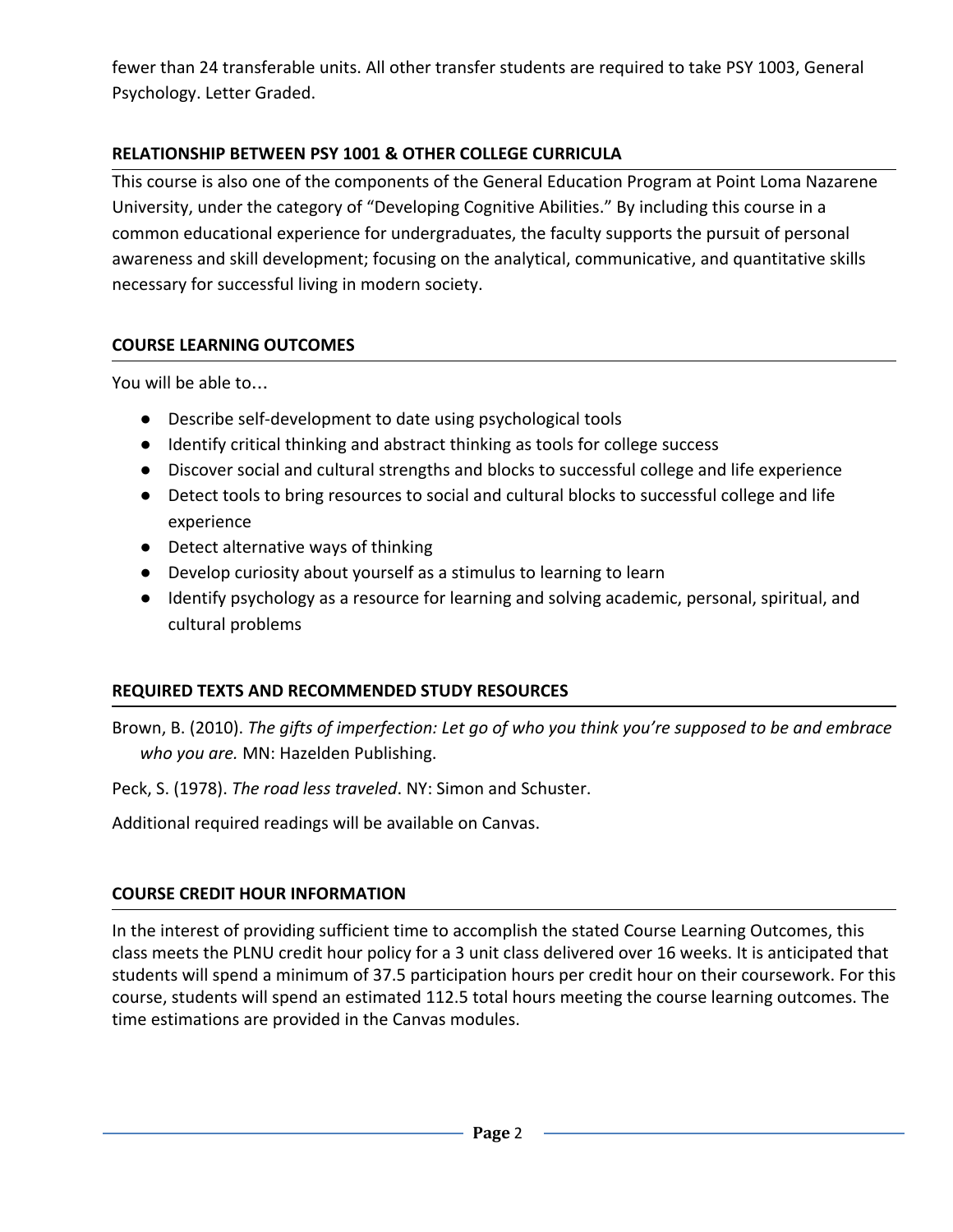fewer than 24 transferable units. All other transfer students are required to take PSY 1003, General Psychology. Letter Graded.

## RELATIONSHIP BETWEEN PSY 1001 & OTHER COLLEGE CURRICULA

This course is also one of the components of the General Education Program at Point Loma Nazarene University, under the category of "Developing Cognitive Abilities." By including this course in a common educational experience for undergraduates, the faculty supports the pursuit of personal awareness and skill development; focusing on the analytical, communicative, and quantitative skills necessary for successful living in modern society.

## COURSE LEARNING OUTCOMES

You will be able to…

- Describe self-development to date using psychological tools
- Identify critical thinking and abstract thinking as tools for college success
- Discover social and cultural strengths and blocks to successful college and life experience
- Detect tools to bring resources to social and cultural blocks to successful college and life experience
- Detect alternative ways of thinking
- Develop curiosity about yourself as a stimulus to learning to learn
- Identify psychology as a resource for learning and solving academic, personal, spiritual, and cultural problems

## REQUIRED TEXTS AND RECOMMENDED STUDY RESOURCES

Brown, B. (2010). *The gifts of imperfection: Let go of who you think you're supposed to be and embrace who you are.* MN: Hazelden Publishing.

Peck, S. (1978). *The road less traveled*. NY: Simon and Schuster.

Additional required readings will be available on Canvas.

## COURSE CREDIT HOUR INFORMATION

In the interest of providing sufficient time to accomplish the stated Course Learning Outcomes, this class meets the PLNU credit hour policy for a 3 unit class delivered over 16 weeks. It is anticipated that students will spend a minimum of 37.5 participation hours per credit hour on their coursework. For this course, students will spend an estimated 112.5 total hours meeting the course learning outcomes. The time estimations are provided in the Canvas modules.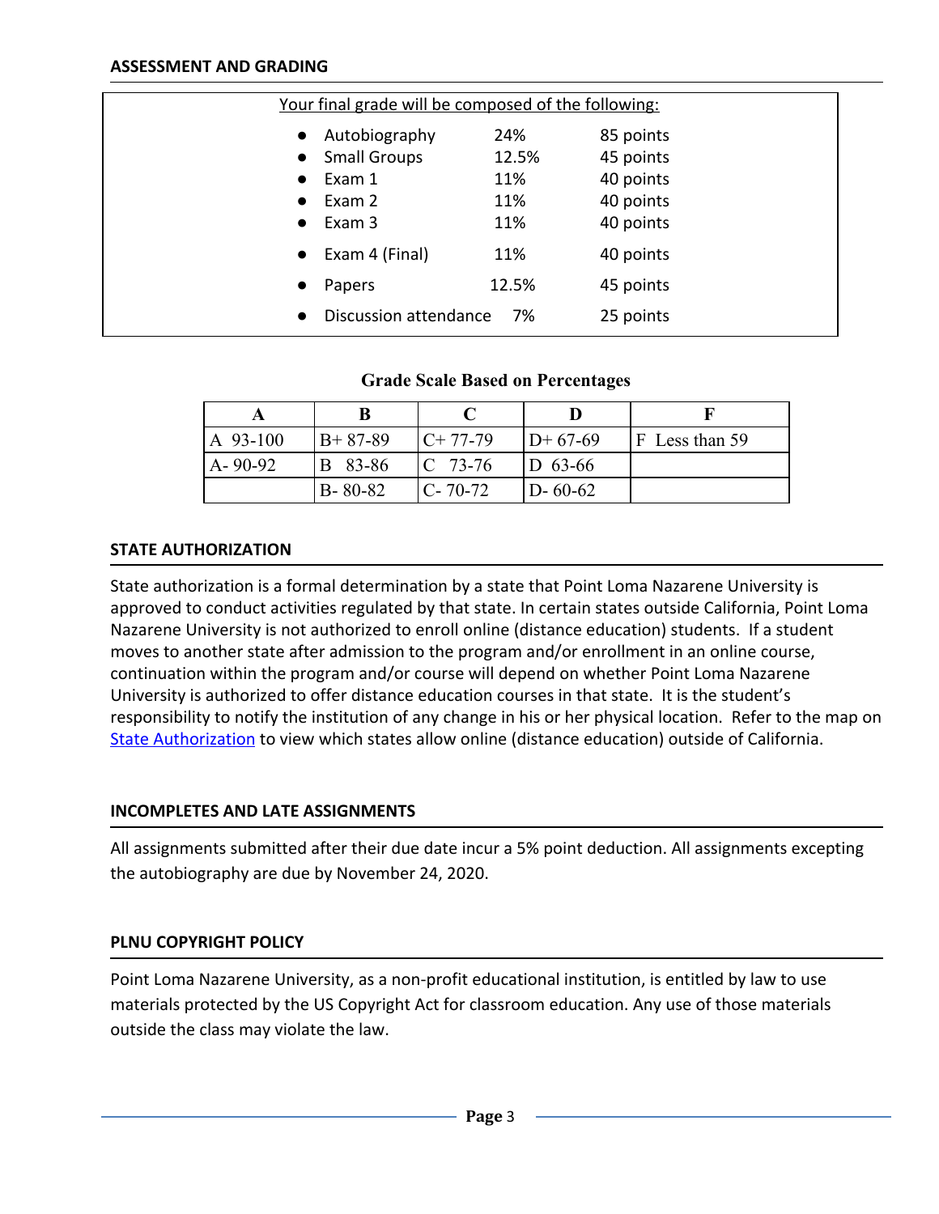## ASSESSMENT AND GRADING

Your final grade will be composed of the following:

- Autobiography 24% 85 points
- Small Groups 12.5% 45 points
- Exam 1 11% 40 points
- Exam 2 11% 40 points
- Exam 3 11% 40 points
- Exam 4 (Final) 11% 40 points
- Papers 12.5% 45 points
- Discussion attendance 7% 25 points

**Grade Scale Based on Percentages**

| A | B | C | D | F |
|---|---|---|---|---|
| A 93-100 | B+ 87-89 | C+ 77-79 | D+ 67-69 | F Less than 59 |
| A- 90-92 | B 83-86 | C 73-76 | D 63-66 | |
| | B- 80-82 | C- 70-72 | D- 60-62 | |

## STATE AUTHORIZATION

State authorization is a formal determination by a state that Point Loma Nazarene University is approved to conduct activities regulated by that state. In certain states outside California, Point Loma Nazarene University is not authorized to enroll online (distance education) students. If a student moves to another state after admission to the program and/or enrollment in an online course, continuation within the program and/or course will depend on whether Point Loma Nazarene University is authorized to offer distance education courses in that state. It is the student's responsibility to notify the institution of any change in his or her physical location. Refer to the map on State Authorization to view which states allow online (distance education) outside of California.

## INCOMPLETES AND LATE ASSIGNMENTS

All assignments submitted after their due date incur a 5% point deduction. All assignments excepting the autobiography are due by November 24, 2020.

## PLNU COPYRIGHT POLICY

Point Loma Nazarene University, as a non-profit educational institution, is entitled by law to use materials protected by the US Copyright Act for classroom education. Any use of those materials outside the class may violate the law.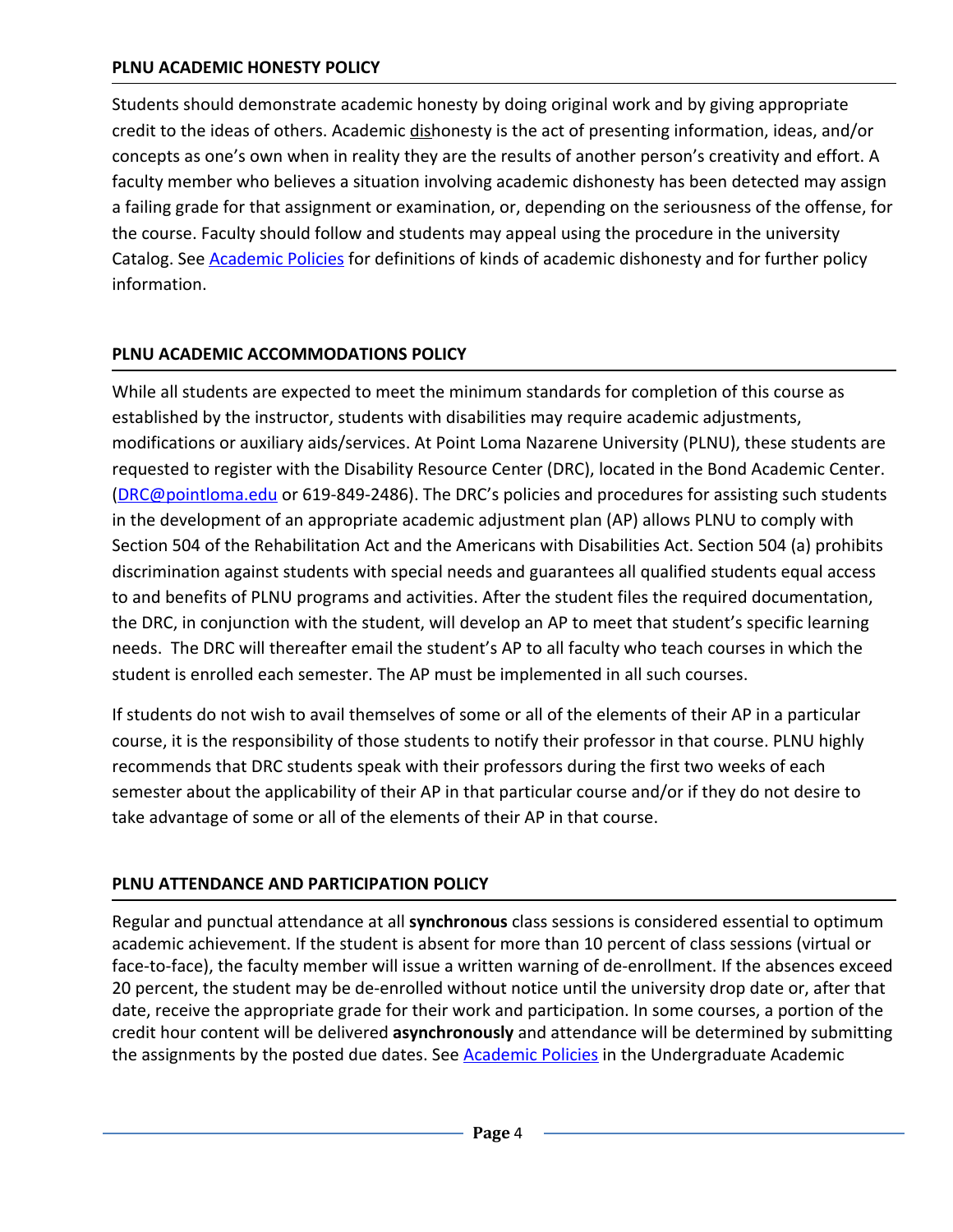### PLNU ACADEMIC HONESTY POLICY

Students should demonstrate academic honesty by doing original work and by giving appropriate credit to the ideas of others. Academic dishonesty is the act of presenting information, ideas, and/or concepts as one's own when in reality they are the results of another person's creativity and effort. A faculty member who believes a situation involving academic dishonesty has been detected may assign a failing grade for that assignment or examination, or, depending on the seriousness of the offense, for the course. Faculty should follow and students may appeal using the procedure in the university Catalog. See Academic Policies for definitions of kinds of academic dishonesty and for further policy information.

### PLNU ACADEMIC ACCOMMODATIONS POLICY

While all students are expected to meet the minimum standards for completion of this course as established by the instructor, students with disabilities may require academic adjustments, modifications or auxiliary aids/services. At Point Loma Nazarene University (PLNU), these students are requested to register with the Disability Resource Center (DRC), located in the Bond Academic Center. (DRC@pointloma.edu or 619-849-2486). The DRC's policies and procedures for assisting such students in the development of an appropriate academic adjustment plan (AP) allows PLNU to comply with Section 504 of the Rehabilitation Act and the Americans with Disabilities Act. Section 504 (a) prohibits discrimination against students with special needs and guarantees all qualified students equal access to and benefits of PLNU programs and activities. After the student files the required documentation, the DRC, in conjunction with the student, will develop an AP to meet that student's specific learning needs. The DRC will thereafter email the student's AP to all faculty who teach courses in which the student is enrolled each semester. The AP must be implemented in all such courses.

If students do not wish to avail themselves of some or all of the elements of their AP in a particular course, it is the responsibility of those students to notify their professor in that course. PLNU highly recommends that DRC students speak with their professors during the first two weeks of each semester about the applicability of their AP in that particular course and/or if they do not desire to take advantage of some or all of the elements of their AP in that course.

### PLNU ATTENDANCE AND PARTICIPATION POLICY

Regular and punctual attendance at all **synchronous** class sessions is considered essential to optimum academic achievement. If the student is absent for more than 10 percent of class sessions (virtual or face-to-face), the faculty member will issue a written warning of de-enrollment. If the absences exceed 20 percent, the student may be de-enrolled without notice until the university drop date or, after that date, receive the appropriate grade for their work and participation. In some courses, a portion of the credit hour content will be delivered **asynchronously** and attendance will be determined by submitting the assignments by the posted due dates. See Academic Policies in the Undergraduate Academic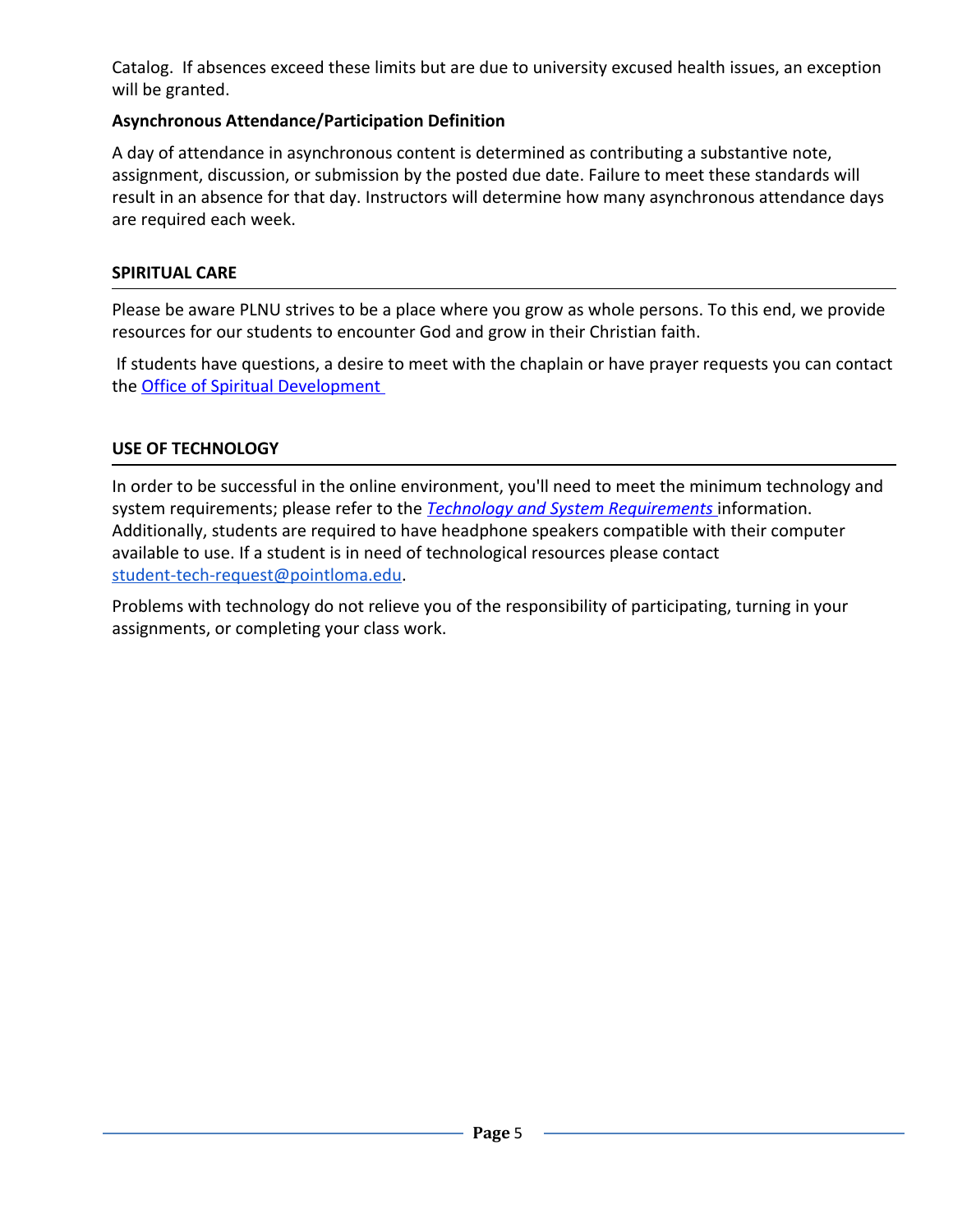Catalog. If absences exceed these limits but are due to university excused health issues, an exception will be granted.

**Asynchronous Attendance/Participation Definition**

A day of attendance in asynchronous content is determined as contributing a substantive note, assignment, discussion, or submission by the posted due date. Failure to meet these standards will result in an absence for that day. Instructors will determine how many asynchronous attendance days are required each week.

## SPIRITUAL CARE

Please be aware PLNU strives to be a place where you grow as whole persons. To this end, we provide resources for our students to encounter God and grow in their Christian faith.

If students have questions, a desire to meet with the chaplain or have prayer requests you can contact the Office of Spiritual Development

## USE OF TECHNOLOGY

In order to be successful in the online environment, you'll need to meet the minimum technology and system requirements; please refer to the *Technology and System Requirements* information. Additionally, students are required to have headphone speakers compatible with their computer available to use. If a student is in need of technological resources please contact student-tech-request@pointloma.edu.

Problems with technology do not relieve you of the responsibility of participating, turning in your assignments, or completing your class work.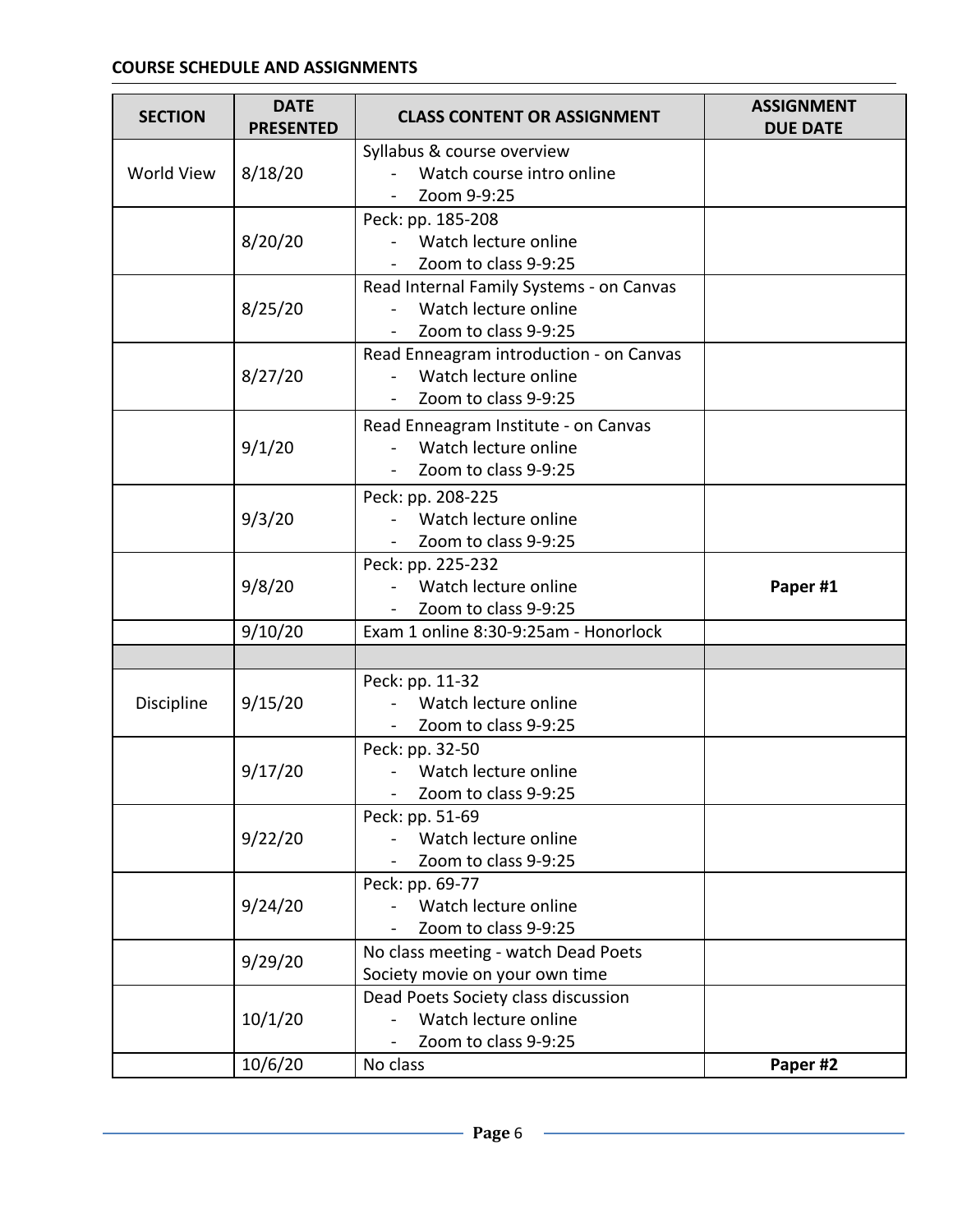**COURSE SCHEDULE AND ASSIGNMENTS**

| SECTION | DATE PRESENTED | CLASS CONTENT OR ASSIGNMENT | ASSIGNMENT DUE DATE |
|---|---|---|---|
| World View | 8/18/20 | Syllabus & course overview<br>- Watch course intro online<br>- Zoom 9-9:25 | |
| | 8/20/20 | Peck: pp. 185-208<br>- Watch lecture online<br>- Zoom to class 9-9:25 | |
| | 8/25/20 | Read Internal Family Systems - on Canvas<br>- Watch lecture online<br>- Zoom to class 9-9:25 | |
| | 8/27/20 | Read Enneagram introduction - on Canvas<br>- Watch lecture online<br>- Zoom to class 9-9:25 | |
| | 9/1/20 | Read Enneagram Institute - on Canvas<br>- Watch lecture online<br>- Zoom to class 9-9:25 | |
| | 9/3/20 | Peck: pp. 208-225<br>- Watch lecture online<br>- Zoom to class 9-9:25 | |
| | 9/8/20 | Peck: pp. 225-232<br>- Watch lecture online<br>- Zoom to class 9-9:25 | **Paper #1** |
| | 9/10/20 | Exam 1 online 8:30-9:25am - Honorlock | |
| | | | |
| Discipline | 9/15/20 | Peck: pp. 11-32<br>- Watch lecture online<br>- Zoom to class 9-9:25 | |
| | 9/17/20 | Peck: pp. 32-50<br>- Watch lecture online<br>- Zoom to class 9-9:25 | |
| | 9/22/20 | Peck: pp. 51-69<br>- Watch lecture online<br>- Zoom to class 9-9:25 | |
| | 9/24/20 | Peck: pp. 69-77<br>- Watch lecture online<br>- Zoom to class 9-9:25 | |
| | 9/29/20 | No class meeting - watch Dead Poets Society movie on your own time | |
| | 10/1/20 | Dead Poets Society class discussion<br>- Watch lecture online<br>- Zoom to class 9-9:25 | |
| | 10/6/20 | No class | **Paper #2** |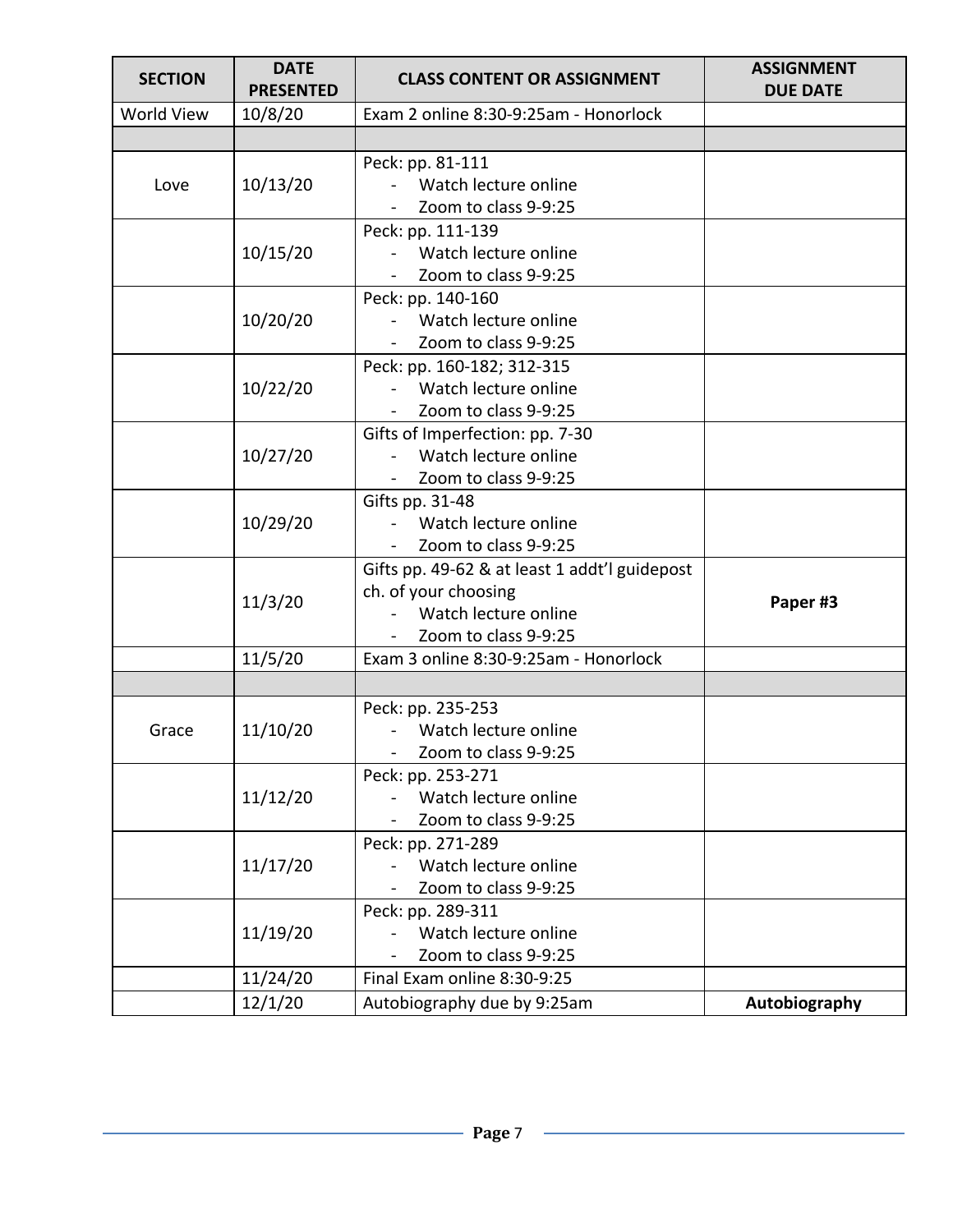| SECTION | DATE PRESENTED | CLASS CONTENT OR ASSIGNMENT | ASSIGNMENT DUE DATE |
|---|---|---|---|
| World View | 10/8/20 | Exam 2 online 8:30-9:25am - Honorlock | |
| | | | |
| Love | 10/13/20 | Peck: pp. 81-111<br>- Watch lecture online<br>- Zoom to class 9-9:25 | |
| | 10/15/20 | Peck: pp. 111-139<br>- Watch lecture online<br>- Zoom to class 9-9:25 | |
| | 10/20/20 | Peck: pp. 140-160<br>- Watch lecture online<br>- Zoom to class 9-9:25 | |
| | 10/22/20 | Peck: pp. 160-182; 312-315<br>- Watch lecture online<br>- Zoom to class 9-9:25 | |
| | 10/27/20 | Gifts of Imperfection: pp. 7-30<br>- Watch lecture online<br>- Zoom to class 9-9:25 | |
| | 10/29/20 | Gifts pp. 31-48<br>- Watch lecture online<br>- Zoom to class 9-9:25 | |
| | 11/3/20 | Gifts pp. 49-62 & at least 1 addt'l guidepost ch. of your choosing<br>- Watch lecture online<br>- Zoom to class 9-9:25 | **Paper #3** |
| | 11/5/20 | Exam 3 online 8:30-9:25am - Honorlock | |
| | | | |
| Grace | 11/10/20 | Peck: pp. 235-253<br>- Watch lecture online<br>- Zoom to class 9-9:25 | |
| | 11/12/20 | Peck: pp. 253-271<br>- Watch lecture online<br>- Zoom to class 9-9:25 | |
| | 11/17/20 | Peck: pp. 271-289<br>- Watch lecture online<br>- Zoom to class 9-9:25 | |
| | 11/19/20 | Peck: pp. 289-311<br>- Watch lecture online<br>- Zoom to class 9-9:25 | |
| | 11/24/20 | Final Exam online 8:30-9:25 | |
| | 12/1/20 | Autobiography due by 9:25am | **Autobiography** |